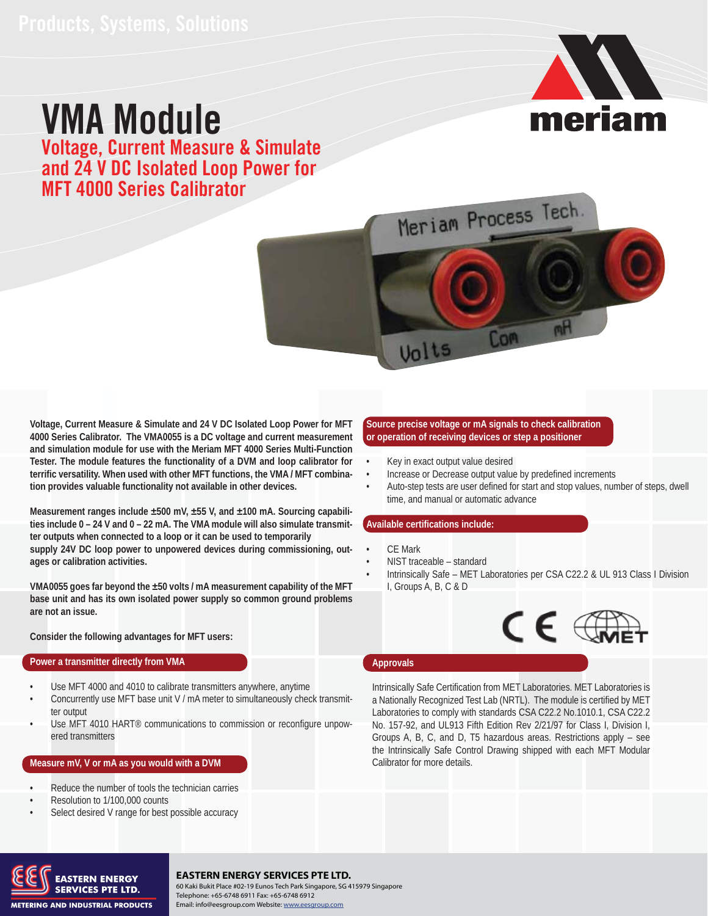Products, Systems, Solutions

# VMA Module

## Voltage, Current Measure & Simulate and 24 V DC Isolated Loop Power for MFT 4000 Series Calibrator

**Voltage, Current Measure & Simulate and 24 V DC Isolated Loop Power for MFT 4000 Series Calibrator. The VMA0055 is a DC voltage and current measurement and simulation module for use with the Meriam MFT 4000 Series Multi-Function Tester. The module features the functionality of a DVM and loop calibrator for terrific versatility. When used with other MFT functions, the VMA / MFT combination provides valuable functionality not available in other devices.**

**Measurement ranges include ±500 mV, ±55 V, and ±100 mA. Sourcing capabilities include 0 – 24 V and 0 – 22 mA. The VMA module will also simulate transmitter outputs when connected to a loop or it can be used to temporarily supply 24V DC loop power to unpowered devices during commissioning, outages or calibration activities.**

**VMA0055 goes far beyond the ±50 volts / mA measurement capability of the MFT base unit and has its own isolated power supply so common ground problems are not an issue.**

**Consider the following advantages for MFT users:**

### Power a transmitter directly from VMA

- Use MFT 4000 and 4010 to calibrate transmitters anywhere, anytime
- Concurrently use MFT base unit V / mA meter to simultaneously check transmitter output
- Use MFT 4010 HART® communications to commission or reconfigure unpowered transmitters

### Measure mV, V or mA as you would with a DVM

- Reduce the number of tools the technician carries
- Resolution to 1/100,000 counts
- Select desired V range for best possible accuracy

### Source precise voltage or mA signals to check calibration or operation of receiving devices or step a positioner

- Key in exact output value desired
- Increase or Decrease output value by predefined increments
- Auto-step tests are user defined for start and stop values, number of steps, dwell time, and manual or automatic advance

### Available certifications include:

- CE Mark
- NIST traceable – standard
- Intrinsically Safe – MET Laboratories per CSA C22.2 & UL 913 Class I Division I, Groups A, B, C & D

### Approvals

Intrinsically Safe Certification from MET Laboratories. MET Laboratories is a Nationally Recognized Test Lab (NRTL). The module is certified by MET Laboratories to comply with standards CSA C22.2 No.1010.1, CSA C22.2 No. 157-92, and UL913 Fifth Edition Rev 2/21/97 for Class I, Division I, Groups A, B, C, and D, T5 hazardous areas. Restrictions apply – see the Intrinsically Safe Control Drawing shipped with each MFT Modular Calibrator for more details.

**EASTERN ENERGY SERVICES PTE LTD.**
60 Kaki Bukit Place #02-19 Eunos Tech Park Singapore, SG 415979 Singapore
Telephone: +65-6748 6911 Fax: +65-6748 6912
Email: info@eesgroup.com Website: www.eesgroup.com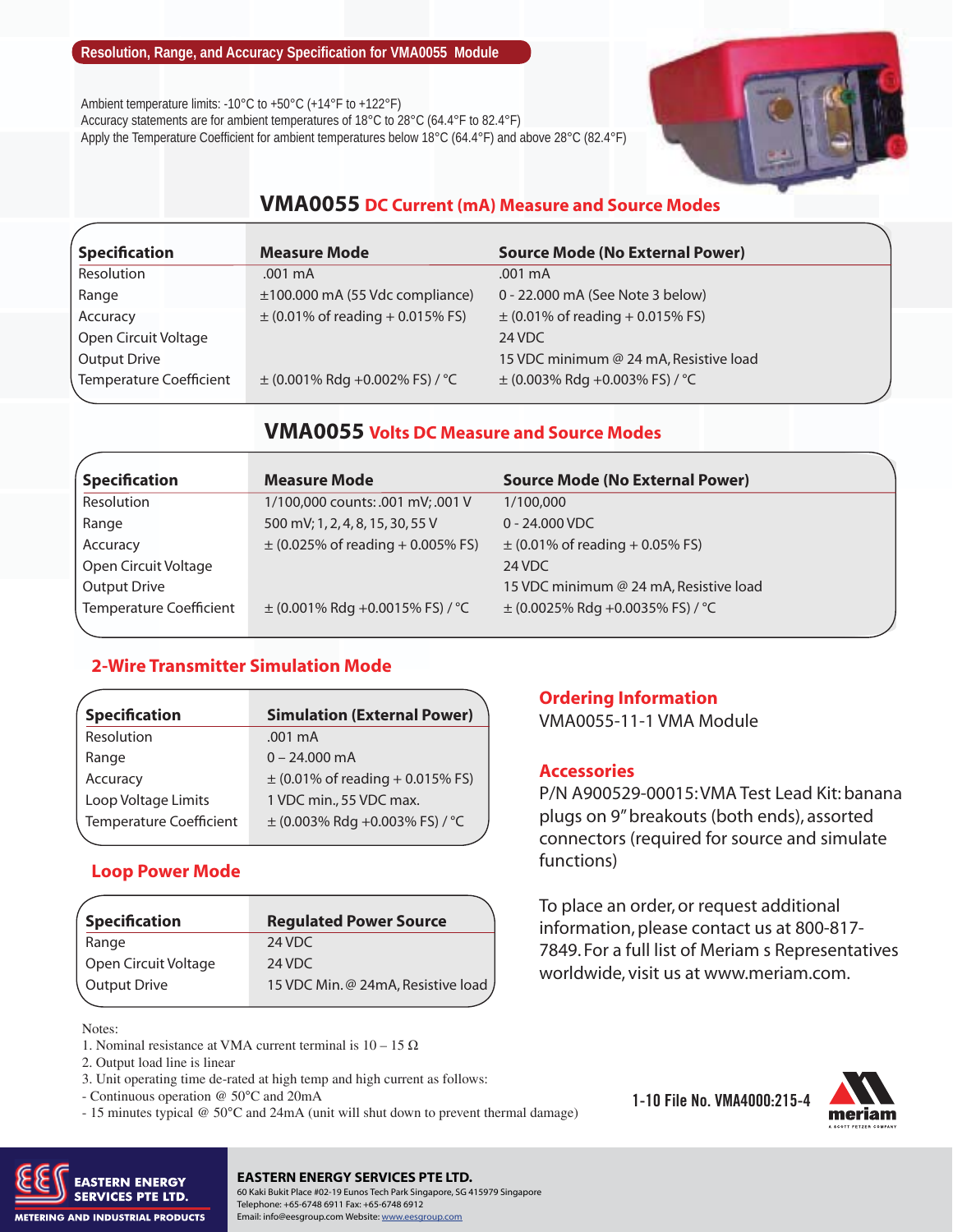## Resolution, Range, and Accuracy Specification for VMA0055 Module

Ambient temperature limits: -10°C to +50°C (+14°F to +122°F)
Accuracy statements are for ambient temperatures of 18°C to 28°C (64.4°F to 82.4°F)
Apply the Temperature Coefficient for ambient temperatures below 18°C (64.4°F) and above 28°C (82.4°F)

### VMA0055 DC Current (mA) Measure and Source Modes

| Specification | Measure Mode | Source Mode (No External Power) |
|---|---|---|
| Resolution | .001 mA | .001 mA |
| Range | ±100.000 mA (55 Vdc compliance) | 0 - 22.000 mA (See Note 3 below) |
| Accuracy | ± (0.01% of reading + 0.015% FS) | ± (0.01% of reading + 0.015% FS) |
| Open Circuit Voltage | | 24 VDC |
| Output Drive | | 15 VDC minimum @ 24 mA, Resistive load |
| Temperature Coefficient | ± (0.001% Rdg +0.002% FS) / °C | ± (0.003% Rdg +0.003% FS) / °C |

### VMA0055 Volts DC Measure and Source Modes

| Specification | Measure Mode | Source Mode (No External Power) |
|---|---|---|
| Resolution | 1/100,000 counts: .001 mV; .001 V | 1/100,000 |
| Range | 500 mV; 1, 2, 4, 8, 15, 30, 55 V | 0 - 24.000 VDC |
| Accuracy | ± (0.025% of reading + 0.005% FS) | ± (0.01% of reading + 0.05% FS) |
| Open Circuit Voltage | | 24 VDC |
| Output Drive | | 15 VDC minimum @ 24 mA, Resistive load |
| Temperature Coefficient | ± (0.001% Rdg +0.0015% FS) / °C | ± (0.0025% Rdg +0.0035% FS) / °C |

### 2-Wire Transmitter Simulation Mode

| Specification | Simulation (External Power) |
|---|---|
| Resolution | .001 mA |
| Range | 0 – 24.000 mA |
| Accuracy | ± (0.01% of reading + 0.015% FS) |
| Loop Voltage Limits | 1 VDC min., 55 VDC max. |
| Temperature Coefficient | ± (0.003% Rdg +0.003% FS) / °C |

### Loop Power Mode

| Specification | Regulated Power Source |
|---|---|
| Range | 24 VDC |
| Open Circuit Voltage | 24 VDC |
| Output Drive | 15 VDC Min. @ 24mA, Resistive load |

### Ordering Information

VMA0055-11-1 VMA Module

### Accessories

P/N A900529-00015: VMA Test Lead Kit: banana plugs on 9" breakouts (both ends), assorted connectors (required for source and simulate functions)

To place an order, or request additional information, please contact us at 800-817-7849. For a full list of Meriam s Representatives worldwide, visit us at www.meriam.com.

Notes:
1. Nominal resistance at VMA current terminal is 10 – 15 Ω
2. Output load line is linear
3. Unit operating time de-rated at high temp and high current as follows:
- Continuous operation @ 50°C and 20mA
- 15 minutes typical @ 50°C and 24mA (unit will shut down to prevent thermal damage)

1-10 File No. VMA4000:215-4

meriam
A SCOTT FETZER COMPANY

EASTERN ENERGY SERVICES PTE LTD.
METERING AND INDUSTRIAL PRODUCTS

**EASTERN ENERGY SERVICES PTE LTD.**
60 Kaki Bukit Place #02-19 Eunos Tech Park Singapore, SG 415979 Singapore
Telephone: +65-6748 6911 Fax: +65-6748 6912
Email: info@eesgroup.com Website: www.eesgroup.com